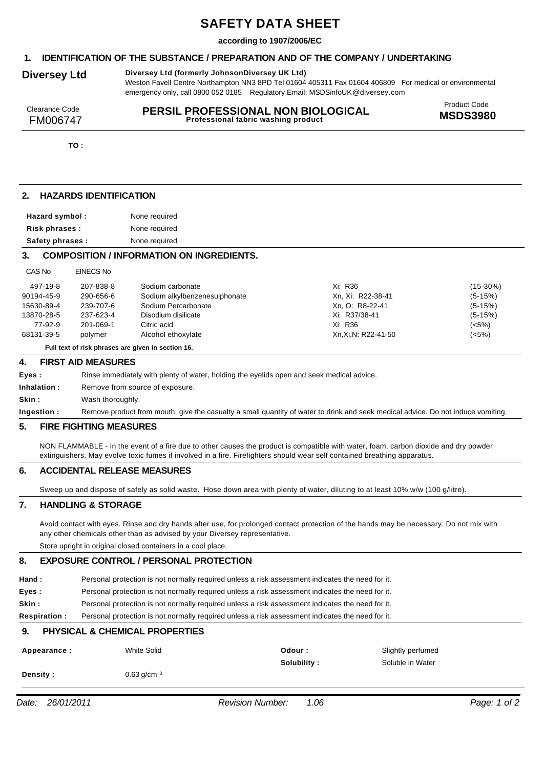# SAFETY DATA SHEET

**according to 1907/2006/EC**

## 1. IDENTIFICATION OF THE SUBSTANCE / PREPARATION AND OF THE COMPANY / UNDERTAKING

**Diversey Ltd**

**Diversey Ltd (formerly JohnsonDiversey UK Ltd)**
Weston Favell Centre Northampton NN3 8PD Tel 01604 405311 Fax 01604 406809 For medical or environmental emergency only, call 0800 052 0185 Regulatory Email: MSDSinfoUK@diversey.com

Clearance Code
FM006747

**PERSIL PROFESSIONAL NON BIOLOGICAL**
**Professional fabric washing product**

Product Code
**MSDS3980**

**TO :**

## 2. HAZARDS IDENTIFICATION

| | |
|---|---|
| **Hazard symbol :** | None required |
| **Risk phrases :** | None required |
| **Safety phrases :** | None required |

## 3. COMPOSITION / INFORMATION ON INGREDIENTS.

| CAS No | EINECS No | | | |
|---|---|---|---|---|
| 497-19-8 | 207-838-8 | Sodium carbonate | Xi: R36 | (15-30%) |
| 90194-45-9 | 290-656-6 | Sodium alkylbenzenesulphonate | Xn, Xi: R22-38-41 | (5-15%) |
| 15630-89-4 | 239-707-6 | Sodium Percarbonate | Xn, O: R8-22-41 | (5-15%) |
| 13870-28-5 | 237-623-4 | Disodium disilicate | Xi: R37/38-41 | (5-15%) |
| 77-92-9 | 201-069-1 | Citric acid | Xi: R36 | (<5%) |
| 68131-39-5 | polymer | Alcohol ethoxylate | Xn,Xi,N: R22-41-50 | (<5%) |

**Full text of risk phrases are given in section 16.**

## 4. FIRST AID MEASURES

**Eyes :** Rinse immediately with plenty of water, holding the eyelids open and seek medical advice.

**Inhalation :** Remove from source of exposure.

**Skin :** Wash thoroughly.

**Ingestion :** Remove product from mouth, give the casualty a small quantity of water to drink and seek medical advice. Do not induce vomiting.

## 5. FIRE FIGHTING MEASURES

NON FLAMMABLE - In the event of a fire due to other causes the product is compatible with water, foam, carbon dioxide and dry powder extinguishers. May evolve toxic fumes if involved in a fire. Firefighters should wear self contained breathing apparatus.

## 6. ACCIDENTAL RELEASE MEASURES

Sweep up and dispose of safely as solid waste. Hose down area with plenty of water, diluting to at least 10% w/w (100 g/litre).

## 7. HANDLING & STORAGE

Avoid contact with eyes. Rinse and dry hands after use, for prolonged contact protection of the hands may be necessary. Do not mix with any other chemicals other than as advised by your Diversey representative.

Store upright in original closed containers in a cool place.

## 8. EXPOSURE CONTROL / PERSONAL PROTECTION

**Hand :** Personal protection is not normally required unless a risk assessment indicates the need for it.

**Eyes :** Personal protection is not normally required unless a risk assessment indicates the need for it.

**Skin :** Personal protection is not normally required unless a risk assessment indicates the need for it.

**Respiration :** Personal protection is not normally required unless a risk assessment indicates the need for it.

## 9. PHYSICAL & CHEMICAL PROPERTIES

| | | | |
|---|---|---|---|
| **Appearance :** | White Solid | **Odour :** | Slightly perfumed |
| | | **Solubility :** | Soluble in Water |
| **Density :** | 0.63 g/cm $^3$ | | |

*Date: 26/01/2011* *Revision Number: 1.06*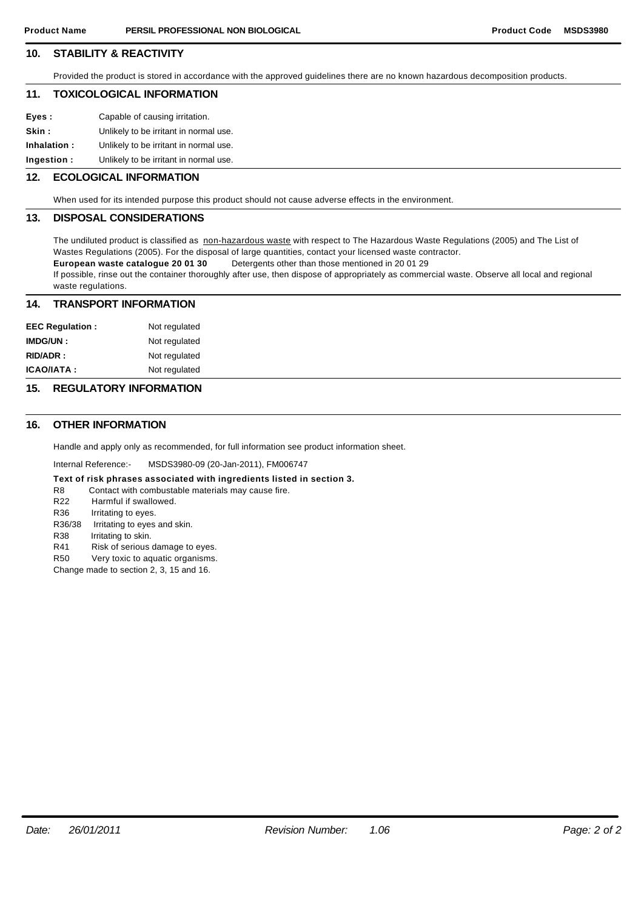## 10. STABILITY & REACTIVITY

Provided the product is stored in accordance with the approved guidelines there are no known hazardous decomposition products.

## 11. TOXICOLOGICAL INFORMATION

| | |
|---|---|
| **Eyes :** | Capable of causing irritation. |
| **Skin :** | Unlikely to be irritant in normal use. |
| **Inhalation :** | Unlikely to be irritant in normal use. |
| **Ingestion :** | Unlikely to be irritant in normal use. |

## 12. ECOLOGICAL INFORMATION

When used for its intended purpose this product should not cause adverse effects in the environment.

## 13. DISPOSAL CONSIDERATIONS

The undiluted product is classified as non-hazardous waste with respect to The Hazardous Waste Regulations (2005) and The List of Wastes Regulations (2005). For the disposal of large quantities, contact your licensed waste contractor.

**European waste catalogue 20 01 30** Detergents other than those mentioned in 20 01 29

If possible, rinse out the container thoroughly after use, then dispose of appropriately as commercial waste. Observe all local and regional waste regulations.

## 14. TRANSPORT INFORMATION

| | |
|---|---|
| **EEC Regulation :** | Not regulated |
| **IMDG/UN :** | Not regulated |
| **RID/ADR :** | Not regulated |
| **ICAO/IATA :** | Not regulated |

## 15. REGULATORY INFORMATION

## 16. OTHER INFORMATION

Handle and apply only as recommended, for full information see product information sheet.

Internal Reference:- MSDS3980-09 (20-Jan-2011), FM006747

**Text of risk phrases associated with ingredients listed in section 3.**

R8 Contact with combustable materials may cause fire.
R22 Harmful if swallowed.
R36 Irritating to eyes.
R36/38 Irritating to eyes and skin.
R38 Irritating to skin.
R41 Risk of serious damage to eyes.
R50 Very toxic to aquatic organisms.

Change made to section 2, 3, 15 and 16.

*Date: 26/01/2011* *Revision Number: 1.06*